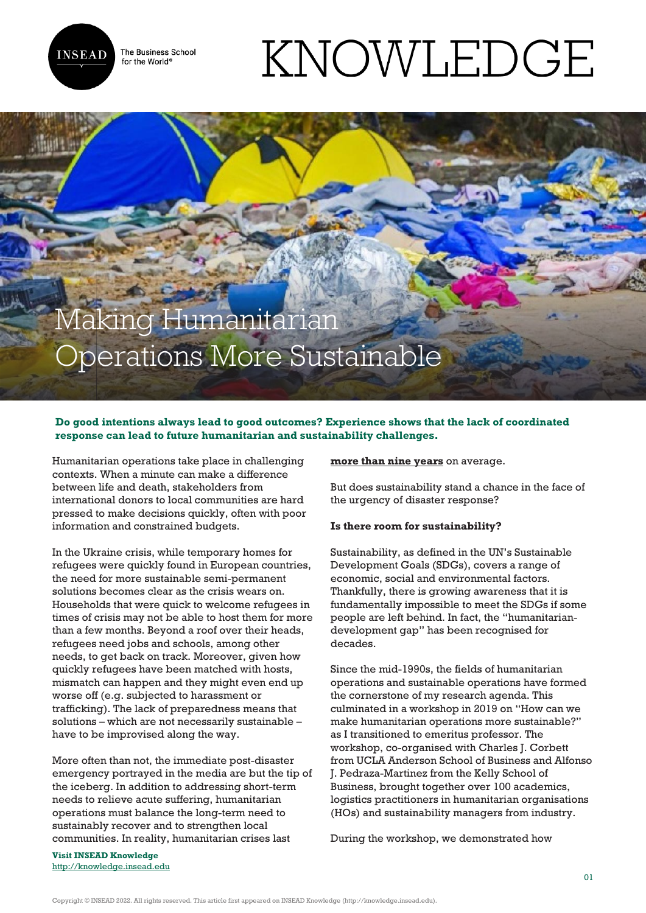# Making Humanitarian Operations More Sustainable

**Do good intentions always lead to good outcomes? Experience shows that the lack of coordinated response can lead to future humanitarian and sustainability challenges.**

Humanitarian operations take place in challenging contexts. When a minute can make a difference between life and death, stakeholders from international donors to local communities are hard pressed to make decisions quickly, often with poor information and constrained budgets.

In the Ukraine crisis, while temporary homes for refugees were quickly found in European countries, the need for more sustainable semi-permanent solutions becomes clear as the crisis wears on. Households that were quick to welcome refugees in times of crisis may not be able to host them for more than a few months. Beyond a roof over their heads, refugees need jobs and schools, among other needs, to get back on track. Moreover, given how quickly refugees have been matched with hosts, mismatch can happen and they might even end up worse off (e.g. subjected to harassment or trafficking). The lack of preparedness means that solutions – which are not necessarily sustainable – have to be improved along the way.

More often than not, the immediate post-disaster emergency portrayed in the media are but the tip of the iceberg. In addition to addressing short-term needs to relieve acute suffering, humanitarian operations must balance the long-term need to sustainably recover and to strengthen local communities. In reality, humanitarian crises last **more than nine years** on average.

But does sustainability stand a chance in the face of the urgency of disaster response?

**Is there room for sustainability?**

Sustainability, as defined in the UN's Sustainable Development Goals (SDGs), covers a range of economic, social and environmental factors. Thankfully, there is growing awareness that it is fundamentally impossible to meet the SDGs if some people are left behind. In fact, the "humanitarian-development gap" has been recognised for decades.

Since the mid-1990s, the fields of humanitarian operations and sustainable operations have formed the cornerstone of my research agenda. This culminated in a workshop in 2019 on "How can we make humanitarian operations more sustainable?" as I transitioned to emeritus professor. The workshop, co-organised with Charles J. Corbett from UCLA Anderson School of Business and Alfonso J. Pedraza-Martinez from the Kelly School of Business, brought together over 100 academics, logistics practitioners in humanitarian organisations (HOs) and sustainability managers from industry.

During the workshop, we demonstrated how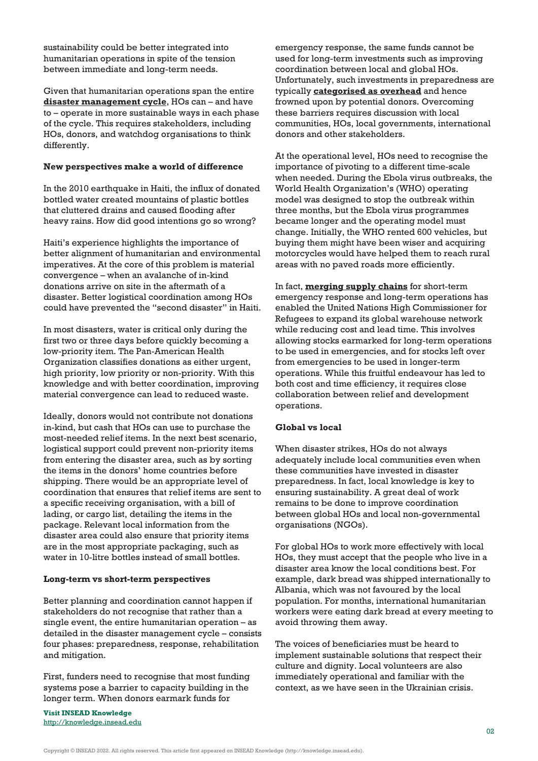sustainability could be better integrated into humanitarian operations in spite of the tension between immediate and long-term needs.

Given that humanitarian operations span the entire **disaster management cycle**, HOs can – and have to – operate in more sustainable ways in each phase of the cycle. This requires stakeholders, including HOs, donors, and watchdog organisations to think differently.

**New perspectives make a world of difference**

In the 2010 earthquake in Haiti, the influx of donated bottled water created mountains of plastic bottles that cluttered drains and caused flooding after heavy rains. How did good intentions go so wrong?

Haiti's experience highlights the importance of better alignment of humanitarian and environmental imperatives. At the core of this problem is material convergence – when an avalanche of in-kind donations arrive on site in the aftermath of a disaster. Better logistical coordination among HOs could have prevented the "second disaster" in Haiti.

In most disasters, water is critical only during the first two or three days before quickly becoming a low-priority item. The Pan-American Health Organization classifies donations as either urgent, high priority, low priority or non-priority. With this knowledge and with better coordination, improving material convergence can lead to reduced waste.

Ideally, donors would not contribute not donations in-kind, but cash that HOs can use to purchase the most-needed relief items. In the next best scenario, logistical support could prevent non-priority items from entering the disaster area, such as by sorting the items in the donors' home countries before shipping. There would be an appropriate level of coordination that ensures that relief items are sent to a specific receiving organisation, with a bill of lading, or cargo list, detailing the items in the package. Relevant local information from the disaster area could also ensure that priority items are in the most appropriate packaging, such as water in 10-litre bottles instead of small bottles.

**Long-term vs short-term perspectives**

Better planning and coordination cannot happen if stakeholders do not recognise that rather than a single event, the entire humanitarian operation – as detailed in the disaster management cycle – consists four phases: preparedness, response, rehabilitation and mitigation.

First, funders need to recognise that most funding systems pose a barrier to capacity building in the longer term. When donors earmark funds for emergency response, the same funds cannot be used for long-term investments such as improving coordination between local and global HOs. Unfortunately, such investments in preparedness are typically **categorised as overhead** and hence frowned upon by potential donors. Overcoming these barriers requires discussion with local communities, HOs, local governments, international donors and other stakeholders.

At the operational level, HOs need to recognise the importance of pivoting to a different time-scale when needed. During the Ebola virus outbreaks, the World Health Organization's (WHO) operating model was designed to stop the outbreak within three months, but the Ebola virus programmes became longer and the operating model must change. Initially, the WHO rented 600 vehicles, but buying them might have been wiser and acquiring motorcycles would have helped them to reach rural areas with no paved roads more efficiently.

In fact, **merging supply chains** for short-term emergency response and long-term operations has enabled the United Nations High Commissioner for Refugees to expand its global warehouse network while reducing cost and lead time. This involves allowing stocks earmarked for long-term operations to be used in emergencies, and for stocks left over from emergencies to be used in longer-term operations. While this fruitful endeavour has led to both cost and time efficiency, it requires close collaboration between relief and development operations.

**Global vs local**

When disaster strikes, HOs do not always adequately include local communities even when these communities have invested in disaster preparedness. In fact, local knowledge is key to ensuring sustainability. A great deal of work remains to be done to improve coordination between global HOs and local non-governmental organisations (NGOs).

For global HOs to work more effectively with local HOs, they must accept that the people who live in a disaster area know the local conditions best. For example, dark bread was shipped internationally to Albania, which was not favoured by the local population. For months, international humanitarian workers were eating dark bread at every meeting to avoid throwing them away.

The voices of beneficiaries must be heard to implement sustainable solutions that respect their culture and dignity. Local volunteers are also immediately operational and familiar with the context, as we have seen in the Ukrainian crisis.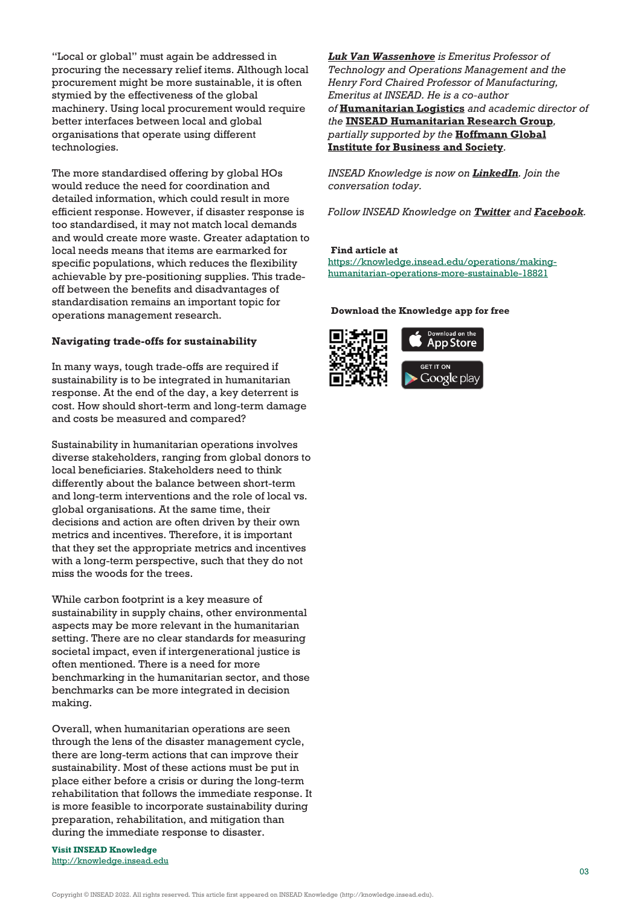"Local or global" must again be addressed in procuring the necessary relief items. Although local procurement might be more sustainable, it is often stymied by the effectiveness of the global machinery. Using local procurement would require better interfaces between local and global organisations that operate using different technologies.

The more standardised offering by global HOs would reduce the need for coordination and detailed information, which could result in more efficient response. However, if disaster response is too standardised, it may not match local demands and would create more waste. Greater adaptation to local needs means that items are earmarked for specific populations, which reduces the flexibility achievable by pre-positioning supplies. This trade-off between the benefits and disadvantages of standardisation remains an important topic for operations management research.

**Navigating trade-offs for sustainability**

In many ways, tough trade-offs are required if sustainability is to be integrated in humanitarian response. At the end of the day, a key deterrent is cost. How should short-term and long-term damage and costs be measured and compared?

Sustainability in humanitarian operations involves diverse stakeholders, ranging from global donors to local beneficiaries. Stakeholders need to think differently about the balance between short-term and long-term interventions and the role of local vs. global organisations. At the same time, their decisions and action are often driven by their own metrics and incentives. Therefore, it is important that they set the appropriate metrics and incentives with a long-term perspective, such that they do not miss the woods for the trees.

While carbon footprint is a key measure of sustainability in supply chains, other environmental aspects may be more relevant in the humanitarian setting. There are no clear standards for measuring societal impact, even if intergenerational justice is often mentioned. There is a need for more benchmarking in the humanitarian sector, and those benchmarks can be more integrated in decision making.

Overall, when humanitarian operations are seen through the lens of the disaster management cycle, there are long-term actions that can improve their sustainability. Most of these actions must be put in place either before a crisis or during the long-term rehabilitation that follows the immediate response. It is more feasible to incorporate sustainability during preparation, rehabilitation, and mitigation than during the immediate response to disaster.

*__Luk Van Wassenhove__ is Emeritus Professor of Technology and Operations Management and the Henry Ford Chaired Professor of Manufacturing, Emeritus at INSEAD. He is a co-author of* **Humanitarian Logistics** *and academic director of the* **INSEAD Humanitarian Research Group***, partially supported by the* **Hoffmann Global Institute for Business and Society***.*

*INSEAD Knowledge is now on* ***LinkedIn****. Join the conversation today.*

*Follow INSEAD Knowledge on* ***Twitter*** *and* ***Facebook****.*

**Find article at**
https://knowledge.insead.edu/operations/making-humanitarian-operations-more-sustainable-18821

**Download the Knowledge app for free**

Download on the App Store

GET IT ON Google play

**Visit INSEAD Knowledge**
http://knowledge.insead.edu

Copyright © INSEAD 2022. All rights reserved. This article first appeared on INSEAD Knowledge (http://knowledge.insead.edu).